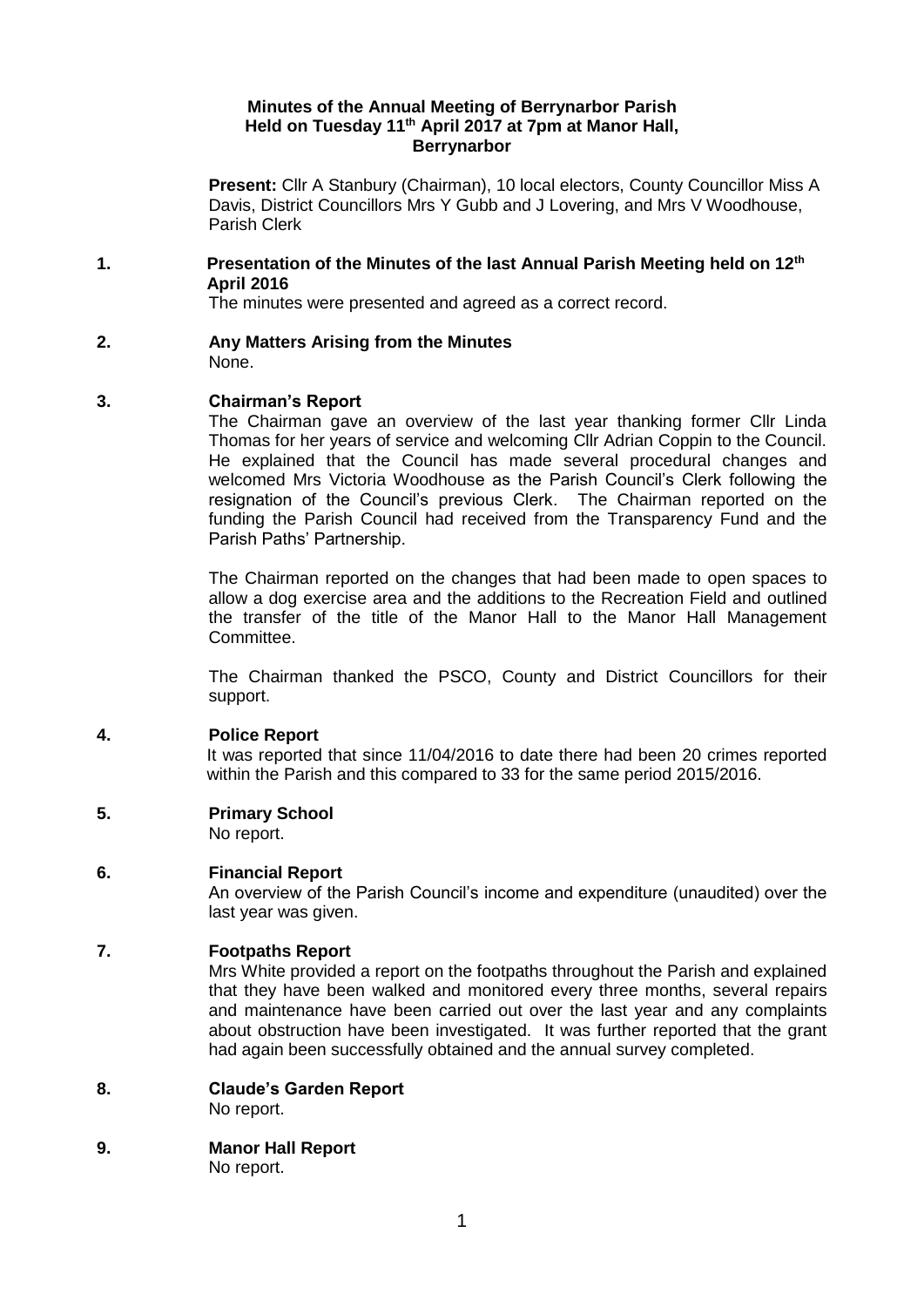# Minutes of the Annual Meeting of Berrynarbor Parish Held on Tuesday 11th April 2017 at 7pm at Manor Hall, Berrynarbor

**Present:** Cllr A Stanbury (Chairman), 10 local electors, County Councillor Miss A Davis, District Councillors Mrs Y Gubb and J Lovering, and Mrs V Woodhouse, Parish Clerk

**1. Presentation of the Minutes of the last Annual Parish Meeting held on 12th April 2016**

The minutes were presented and agreed as a correct record.

**2. Any Matters Arising from the Minutes**

None.

**3. Chairman's Report**

The Chairman gave an overview of the last year thanking former Cllr Linda Thomas for her years of service and welcoming Cllr Adrian Coppin to the Council. He explained that the Council has made several procedural changes and welcomed Mrs Victoria Woodhouse as the Parish Council's Clerk following the resignation of the Council's previous Clerk. The Chairman reported on the funding the Parish Council had received from the Transparency Fund and the Parish Paths' Partnership.

The Chairman reported on the changes that had been made to open spaces to allow a dog exercise area and the additions to the Recreation Field and outlined the transfer of the title of the Manor Hall to the Manor Hall Management Committee.

The Chairman thanked the PSCO, County and District Councillors for their support.

**4. Police Report**

It was reported that since 11/04/2016 to date there had been 20 crimes reported within the Parish and this compared to 33 for the same period 2015/2016.

**5. Primary School**

No report.

**6. Financial Report**

An overview of the Parish Council's income and expenditure (unaudited) over the last year was given.

**7. Footpaths Report**

Mrs White provided a report on the footpaths throughout the Parish and explained that they have been walked and monitored every three months, several repairs and maintenance have been carried out over the last year and any complaints about obstruction have been investigated. It was further reported that the grant had again been successfully obtained and the annual survey completed.

**8. Claude's Garden Report**

No report.

**9. Manor Hall Report**

No report.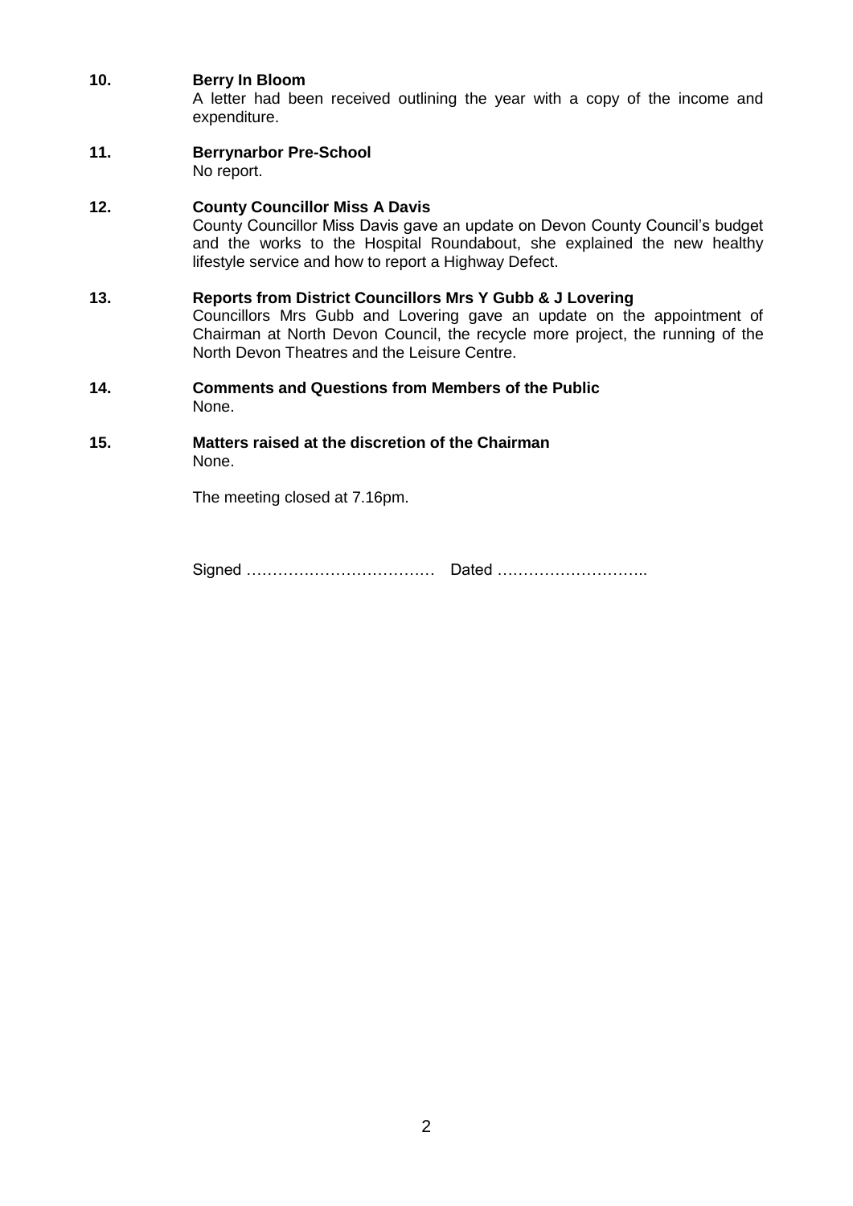**10. Berry In Bloom**

A letter had been received outlining the year with a copy of the income and expenditure.

**11. Berrynarbor Pre-School**

No report.

**12. County Councillor Miss A Davis**

County Councillor Miss Davis gave an update on Devon County Council's budget and the works to the Hospital Roundabout, she explained the new healthy lifestyle service and how to report a Highway Defect.

**13. Reports from District Councillors Mrs Y Gubb & J Lovering**

Councillors Mrs Gubb and Lovering gave an update on the appointment of Chairman at North Devon Council, the recycle more project, the running of the North Devon Theatres and the Leisure Centre.

**14. Comments and Questions from Members of the Public**

None.

**15. Matters raised at the discretion of the Chairman**

None.

The meeting closed at 7.16pm.

Signed ……………………………… Dated ………………………..